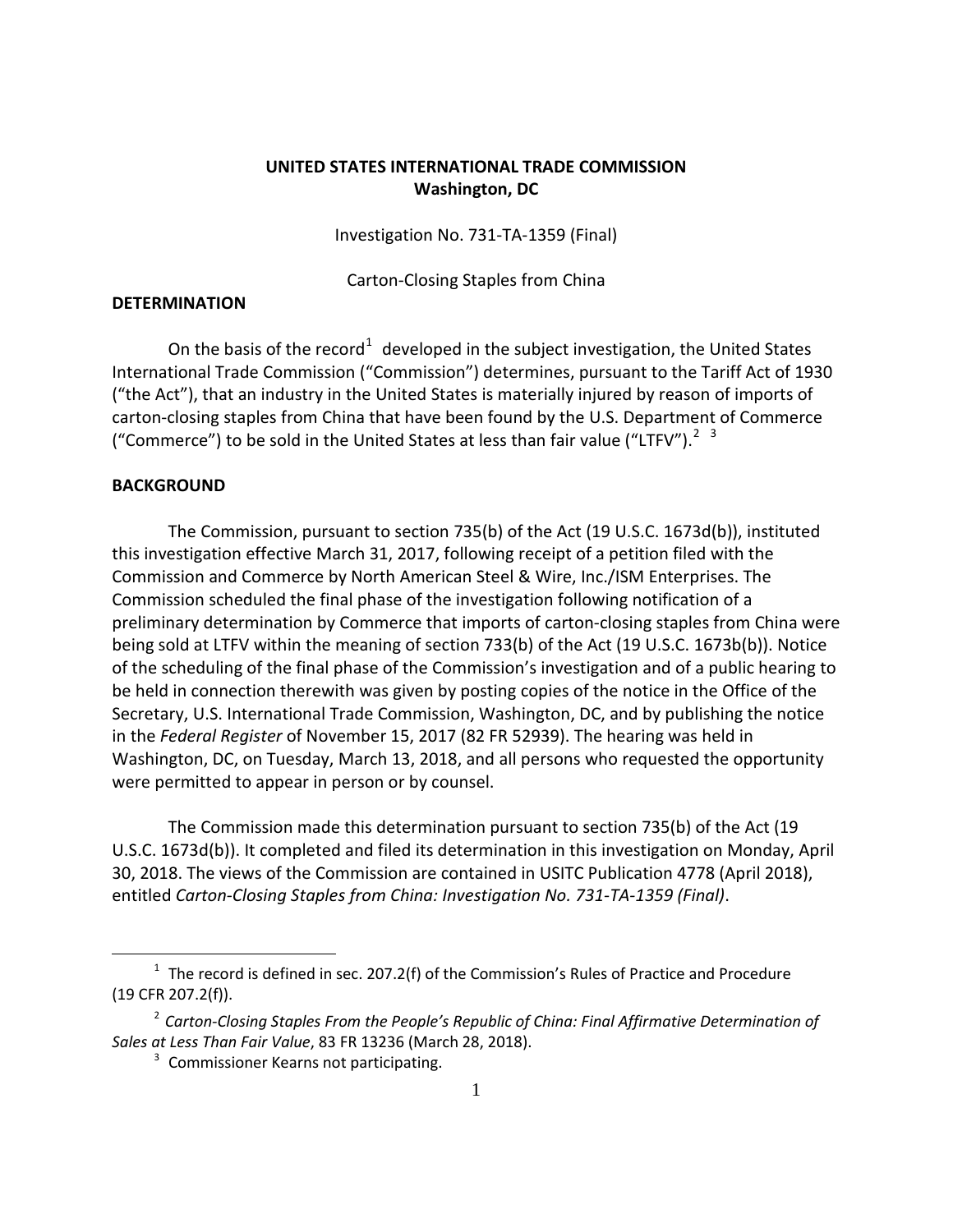**UNITED STATES INTERNATIONAL TRADE COMMISSION**
**Washington, DC**

Investigation No. 731-TA-1359 (Final)

Carton-Closing Staples from China

**DETERMINATION**

On the basis of the record[1] developed in the subject investigation, the United States International Trade Commission ("Commission") determines, pursuant to the Tariff Act of 1930 ("the Act"), that an industry in the United States is materially injured by reason of imports of carton-closing staples from China that have been found by the U.S. Department of Commerce ("Commerce") to be sold in the United States at less than fair value ("LTFV").[2] [3]

**BACKGROUND**

The Commission, pursuant to section 735(b) of the Act (19 U.S.C. 1673d(b)), instituted this investigation effective March 31, 2017, following receipt of a petition filed with the Commission and Commerce by North American Steel & Wire, Inc./ISM Enterprises. The Commission scheduled the final phase of the investigation following notification of a preliminary determination by Commerce that imports of carton-closing staples from China were being sold at LTFV within the meaning of section 733(b) of the Act (19 U.S.C. 1673b(b)). Notice of the scheduling of the final phase of the Commission's investigation and of a public hearing to be held in connection therewith was given by posting copies of the notice in the Office of the Secretary, U.S. International Trade Commission, Washington, DC, and by publishing the notice in the *Federal Register* of November 15, 2017 (82 FR 52939). The hearing was held in Washington, DC, on Tuesday, March 13, 2018, and all persons who requested the opportunity were permitted to appear in person or by counsel.

The Commission made this determination pursuant to section 735(b) of the Act (19 U.S.C. 1673d(b)). It completed and filed its determination in this investigation on Monday, April 30, 2018. The views of the Commission are contained in USITC Publication 4778 (April 2018), entitled *Carton-Closing Staples from China: Investigation No. 731-TA-1359 (Final)*.

---

[1] The record is defined in sec. 207.2(f) of the Commission's Rules of Practice and Procedure (19 CFR 207.2(f)).

[2] *Carton-Closing Staples From the People's Republic of China: Final Affirmative Determination of Sales at Less Than Fair Value*, 83 FR 13236 (March 28, 2018).

[3] Commissioner Kearns not participating.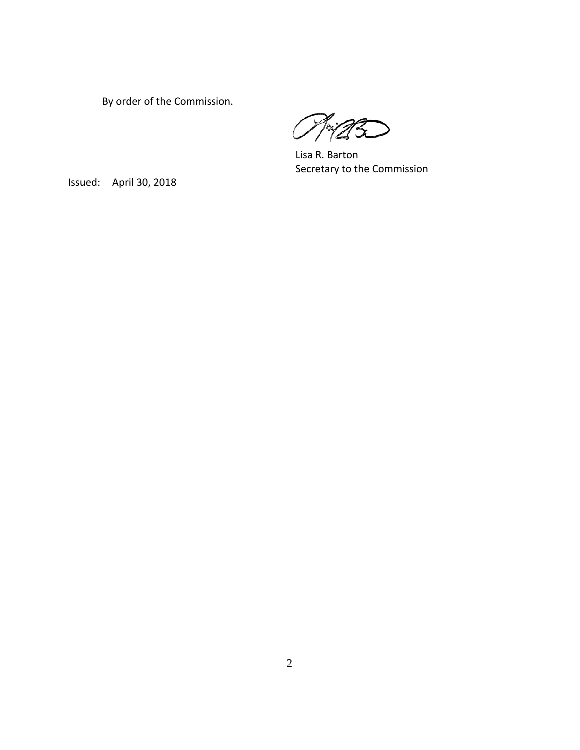By order of the Commission.

Lisa R. Barton
Secretary to the Commission

Issued: April 30, 2018